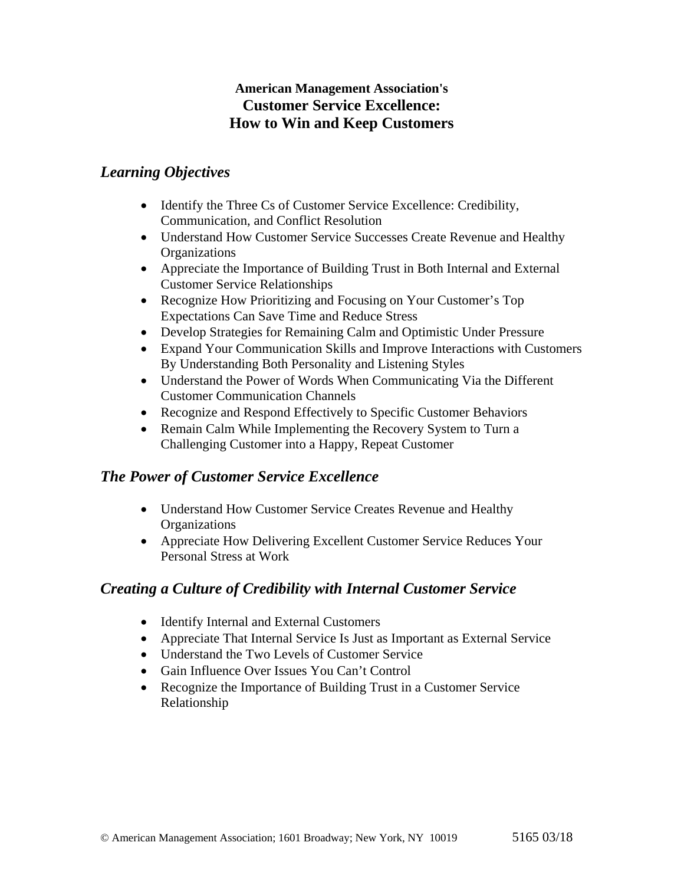**American Management Association's**

# Customer Service Excellence: How to Win and Keep Customers

## *Learning Objectives*

- Identify the Three Cs of Customer Service Excellence: Credibility, Communication, and Conflict Resolution
- Understand How Customer Service Successes Create Revenue and Healthy Organizations
- Appreciate the Importance of Building Trust in Both Internal and External Customer Service Relationships
- Recognize How Prioritizing and Focusing on Your Customer's Top Expectations Can Save Time and Reduce Stress
- Develop Strategies for Remaining Calm and Optimistic Under Pressure
- Expand Your Communication Skills and Improve Interactions with Customers By Understanding Both Personality and Listening Styles
- Understand the Power of Words When Communicating Via the Different Customer Communication Channels
- Recognize and Respond Effectively to Specific Customer Behaviors
- Remain Calm While Implementing the Recovery System to Turn a Challenging Customer into a Happy, Repeat Customer

## *The Power of Customer Service Excellence*

- Understand How Customer Service Creates Revenue and Healthy Organizations
- Appreciate How Delivering Excellent Customer Service Reduces Your Personal Stress at Work

## *Creating a Culture of Credibility with Internal Customer Service*

- Identify Internal and External Customers
- Appreciate That Internal Service Is Just as Important as External Service
- Understand the Two Levels of Customer Service
- Gain Influence Over Issues You Can't Control
- Recognize the Importance of Building Trust in a Customer Service Relationship

© American Management Association; 1601 Broadway; New York, NY 10019 5165 03/18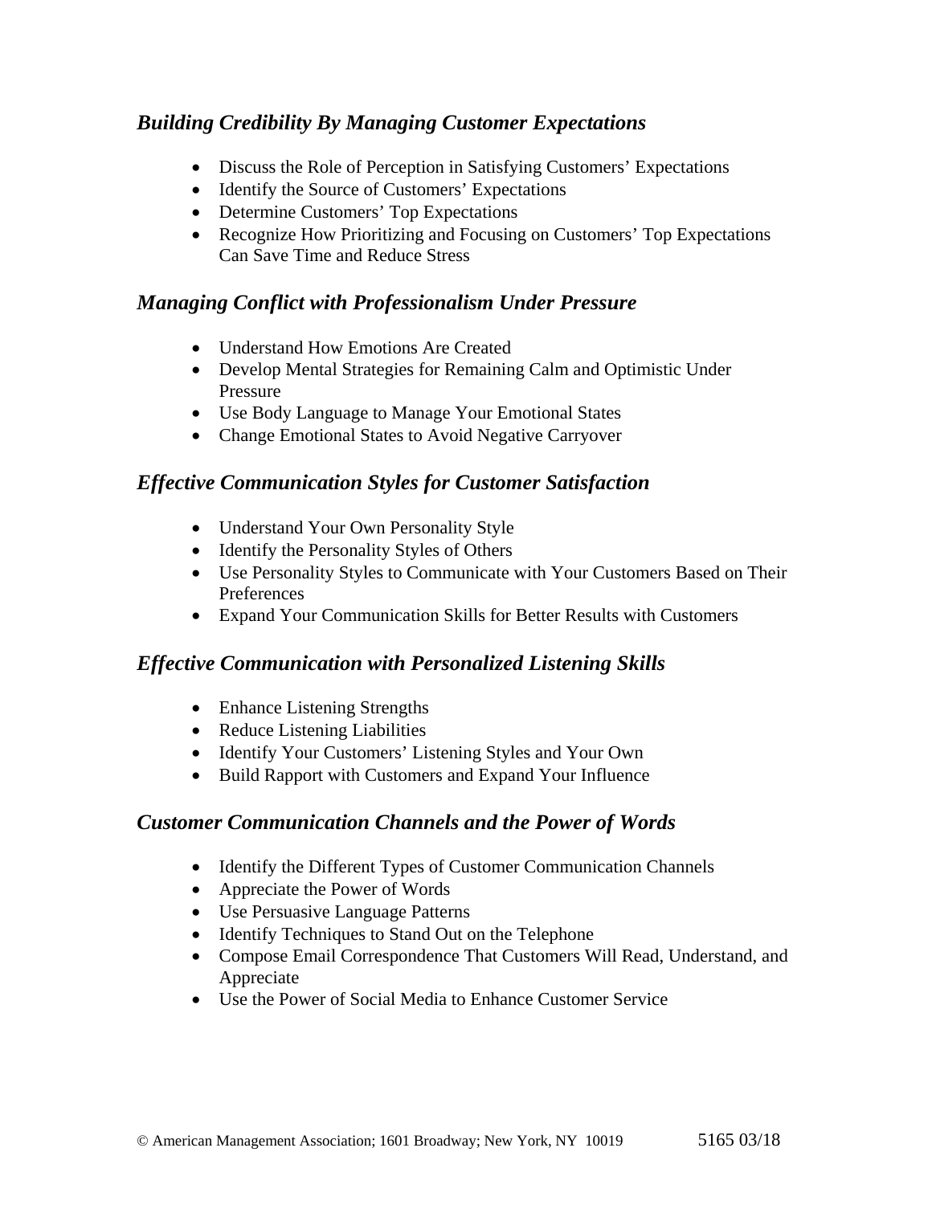### *Building Credibility By Managing Customer Expectations*

- Discuss the Role of Perception in Satisfying Customers' Expectations
- Identify the Source of Customers' Expectations
- Determine Customers' Top Expectations
- Recognize How Prioritizing and Focusing on Customers' Top Expectations Can Save Time and Reduce Stress

### *Managing Conflict with Professionalism Under Pressure*

- Understand How Emotions Are Created
- Develop Mental Strategies for Remaining Calm and Optimistic Under Pressure
- Use Body Language to Manage Your Emotional States
- Change Emotional States to Avoid Negative Carryover

### *Effective Communication Styles for Customer Satisfaction*

- Understand Your Own Personality Style
- Identify the Personality Styles of Others
- Use Personality Styles to Communicate with Your Customers Based on Their Preferences
- Expand Your Communication Skills for Better Results with Customers

### *Effective Communication with Personalized Listening Skills*

- Enhance Listening Strengths
- Reduce Listening Liabilities
- Identify Your Customers' Listening Styles and Your Own
- Build Rapport with Customers and Expand Your Influence

### *Customer Communication Channels and the Power of Words*

- Identify the Different Types of Customer Communication Channels
- Appreciate the Power of Words
- Use Persuasive Language Patterns
- Identify Techniques to Stand Out on the Telephone
- Compose Email Correspondence That Customers Will Read, Understand, and Appreciate
- Use the Power of Social Media to Enhance Customer Service

© American Management Association; 1601 Broadway; New York, NY 10019 5165 03/18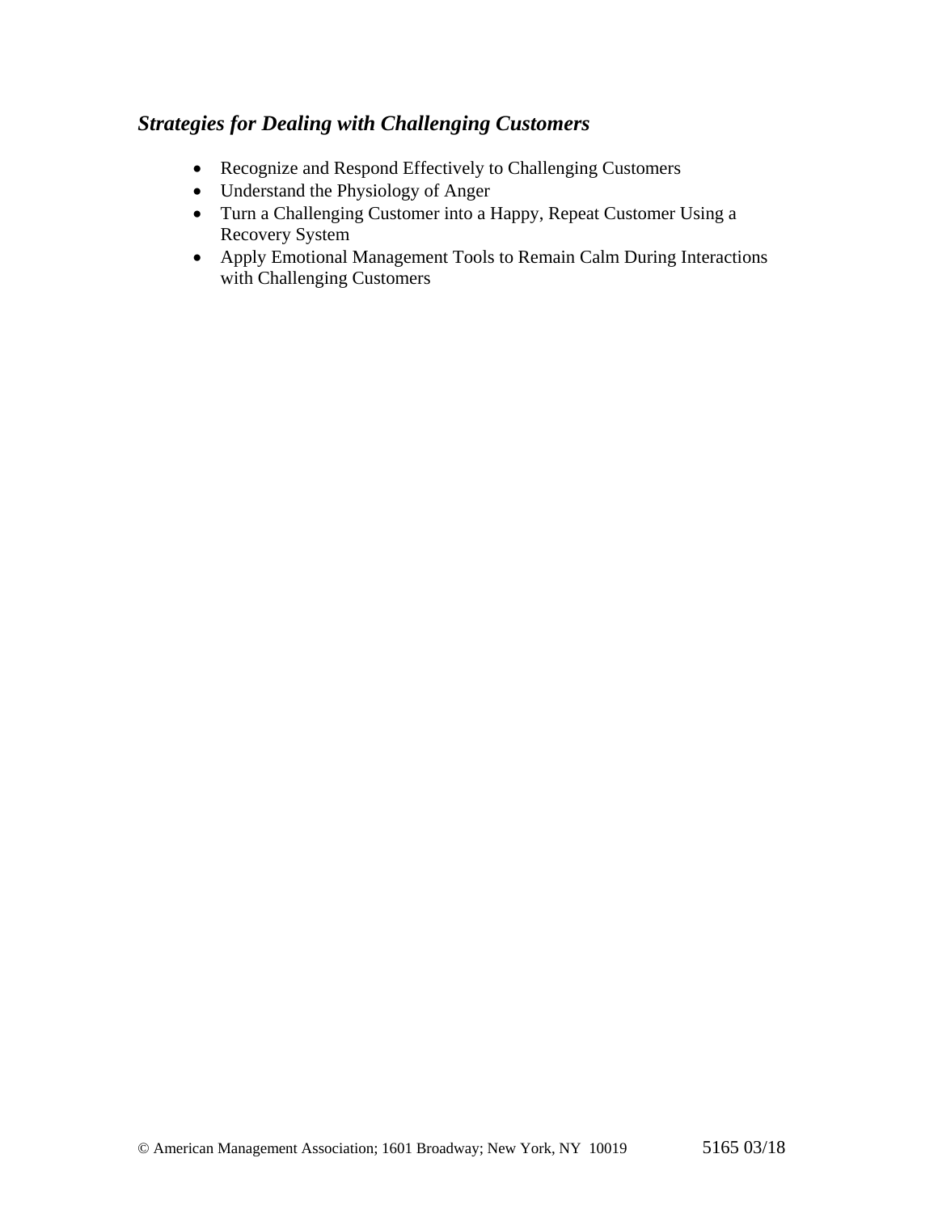### *Strategies for Dealing with Challenging Customers*

- Recognize and Respond Effectively to Challenging Customers
- Understand the Physiology of Anger
- Turn a Challenging Customer into a Happy, Repeat Customer Using a Recovery System
- Apply Emotional Management Tools to Remain Calm During Interactions with Challenging Customers